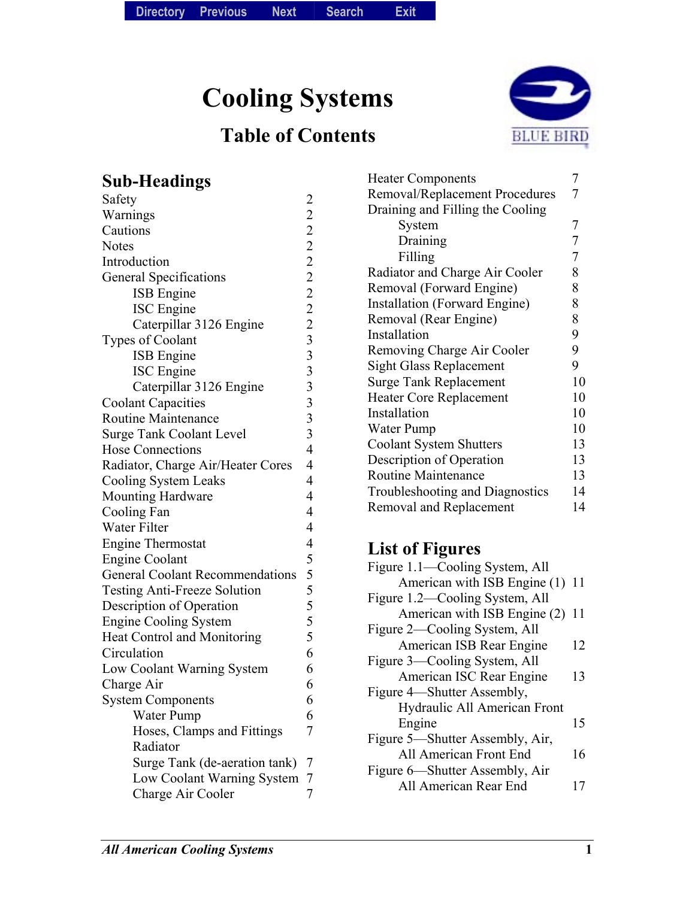# Cooling Systems

## Table of Contents

### Sub-Headings

| Sub-Heading | Page |
|---|---|
| Safety | 2 |
| Warnings | 2 |
| Cautions | 2 |
| Notes | 2 |
| Introduction | 2 |
| General Specifications | 2 |
| ISB Engine | 2 |
| ISC Engine | 2 |
| Caterpillar 3126 Engine | 2 |
| Types of Coolant | 3 |
| ISB Engine | 3 |
| ISC Engine | 3 |
| Caterpillar 3126 Engine | 3 |
| Coolant Capacities | 3 |
| Routine Maintenance | 3 |
| Surge Tank Coolant Level | 3 |
| Hose Connections | 4 |
| Radiator, Charge Air/Heater Cores | 4 |
| Cooling System Leaks | 4 |
| Mounting Hardware | 4 |
| Cooling Fan | 4 |
| Water Filter | 4 |
| Engine Thermostat | 4 |
| Engine Coolant | 5 |
| General Coolant Recommendations | 5 |
| Testing Anti-Freeze Solution | 5 |
| Description of Operation | 5 |
| Engine Cooling System | 5 |
| Heat Control and Monitoring | 5 |
| Circulation | 6 |
| Low Coolant Warning System | 6 |
| Charge Air | 6 |
| System Components | 6 |
| Water Pump | 6 |
| Hoses, Clamps and Fittings | 7 |
| Radiator | |
| Surge Tank (de-aeration tank) | 7 |
| Low Coolant Warning System | 7 |
| Charge Air Cooler | 7 |
| Heater Components | 7 |
| Removal/Replacement Procedures | 7 |
| Draining and Filling the Cooling System | 7 |
| Draining | 7 |
| Filling | 7 |
| Radiator and Charge Air Cooler | 8 |
| Removal (Forward Engine) | 8 |
| Installation (Forward Engine) | 8 |
| Removal (Rear Engine) | 8 |
| Installation | 9 |
| Removing Charge Air Cooler | 9 |
| Sight Glass Replacement | 9 |
| Surge Tank Replacement | 10 |
| Heater Core Replacement | 10 |
| Installation | 10 |
| Water Pump | 10 |
| Coolant System Shutters | 13 |
| Description of Operation | 13 |
| Routine Maintenance | 13 |
| Troubleshooting and Diagnostics | 14 |
| Removal and Replacement | 14 |

### List of Figures

| Figure | Page |
|---|---|
| Figure 1.1—Cooling System, All American with ISB Engine (1) | 11 |
| Figure 1.2—Cooling System, All American with ISB Engine (2) | 11 |
| Figure 2—Cooling System, All American ISB Rear Engine | 12 |
| Figure 3—Cooling System, All American ISC Rear Engine | 13 |
| Figure 4—Shutter Assembly, Hydraulic All American Front Engine | 15 |
| Figure 5—Shutter Assembly, Air, All American Front End | 16 |
| Figure 6—Shutter Assembly, Air All American Rear End | 17 |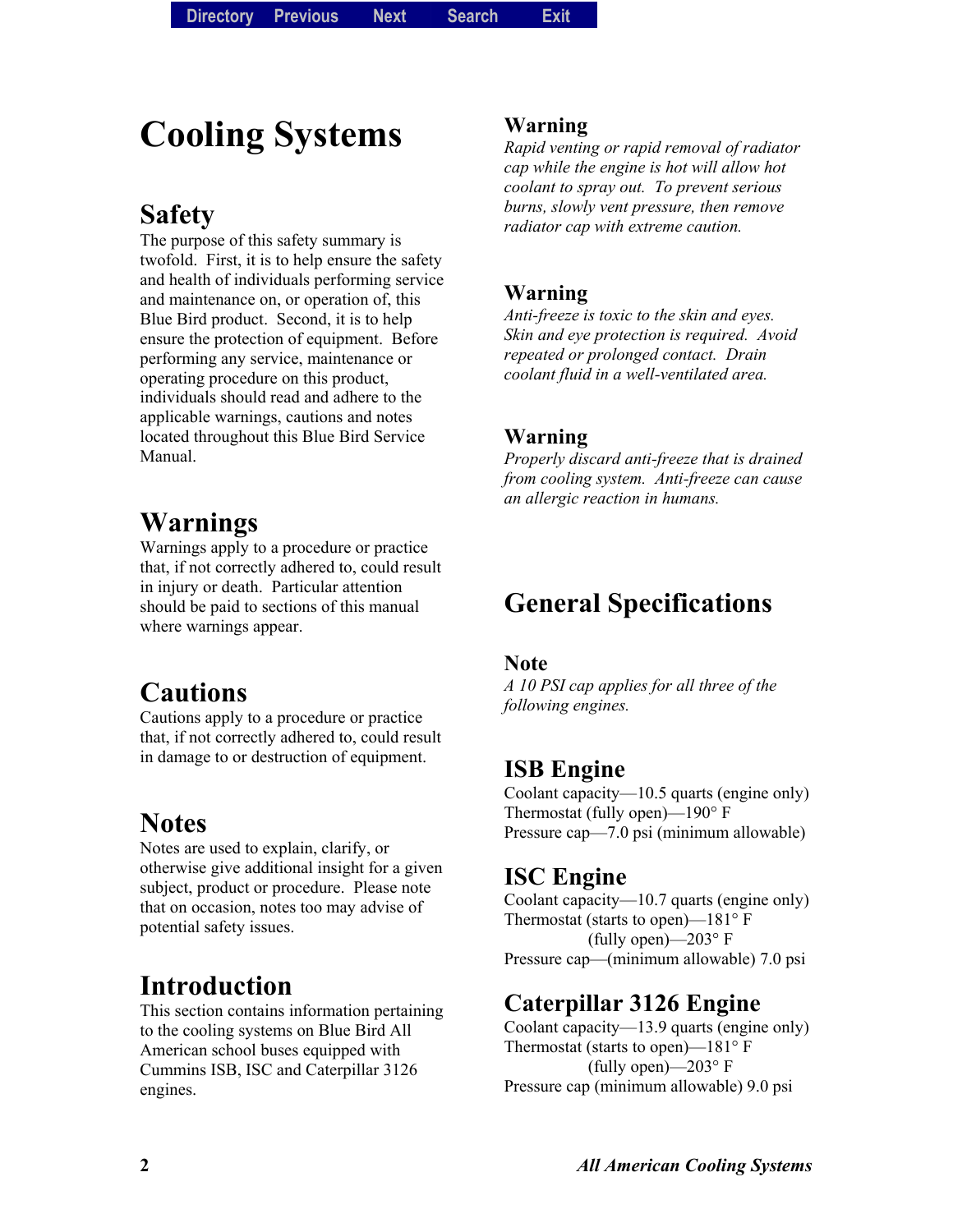# Cooling Systems

## Safety

The purpose of this safety summary is twofold. First, it is to help ensure the safety and health of individuals performing service and maintenance on, or operation of, this Blue Bird product. Second, it is to help ensure the protection of equipment. Before performing any service, maintenance or operating procedure on this product, individuals should read and adhere to the applicable warnings, cautions and notes located throughout this Blue Bird Service Manual.

## Warnings

Warnings apply to a procedure or practice that, if not correctly adhered to, could result in injury or death. Particular attention should be paid to sections of this manual where warnings appear.

## Cautions

Cautions apply to a procedure or practice that, if not correctly adhered to, could result in damage to or destruction of equipment.

## Notes

Notes are used to explain, clarify, or otherwise give additional insight for a given subject, product or procedure. Please note that on occasion, notes too may advise of potential safety issues.

## Introduction

This section contains information pertaining to the cooling systems on Blue Bird All American school buses equipped with Cummins ISB, ISC and Caterpillar 3126 engines.

### Warning

*Rapid venting or rapid removal of radiator cap while the engine is hot will allow hot coolant to spray out. To prevent serious burns, slowly vent pressure, then remove radiator cap with extreme caution.*

### Warning

*Anti-freeze is toxic to the skin and eyes. Skin and eye protection is required. Avoid repeated or prolonged contact. Drain coolant fluid in a well-ventilated area.*

### Warning

*Properly discard anti-freeze that is drained from cooling system. Anti-freeze can cause an allergic reaction in humans.*

## General Specifications

### Note

*A 10 PSI cap applies for all three of the following engines.*

### ISB Engine

Coolant capacity—10.5 quarts (engine only)
Thermostat (fully open)—190° F
Pressure cap—7.0 psi (minimum allowable)

### ISC Engine

Coolant capacity—10.7 quarts (engine only)
Thermostat (starts to open)—181° F
(fully open)—203° F
Pressure cap—(minimum allowable) 7.0 psi

### Caterpillar 3126 Engine

Coolant capacity—13.9 quarts (engine only)
Thermostat (starts to open)—181° F
(fully open)—203° F
Pressure cap (minimum allowable) 9.0 psi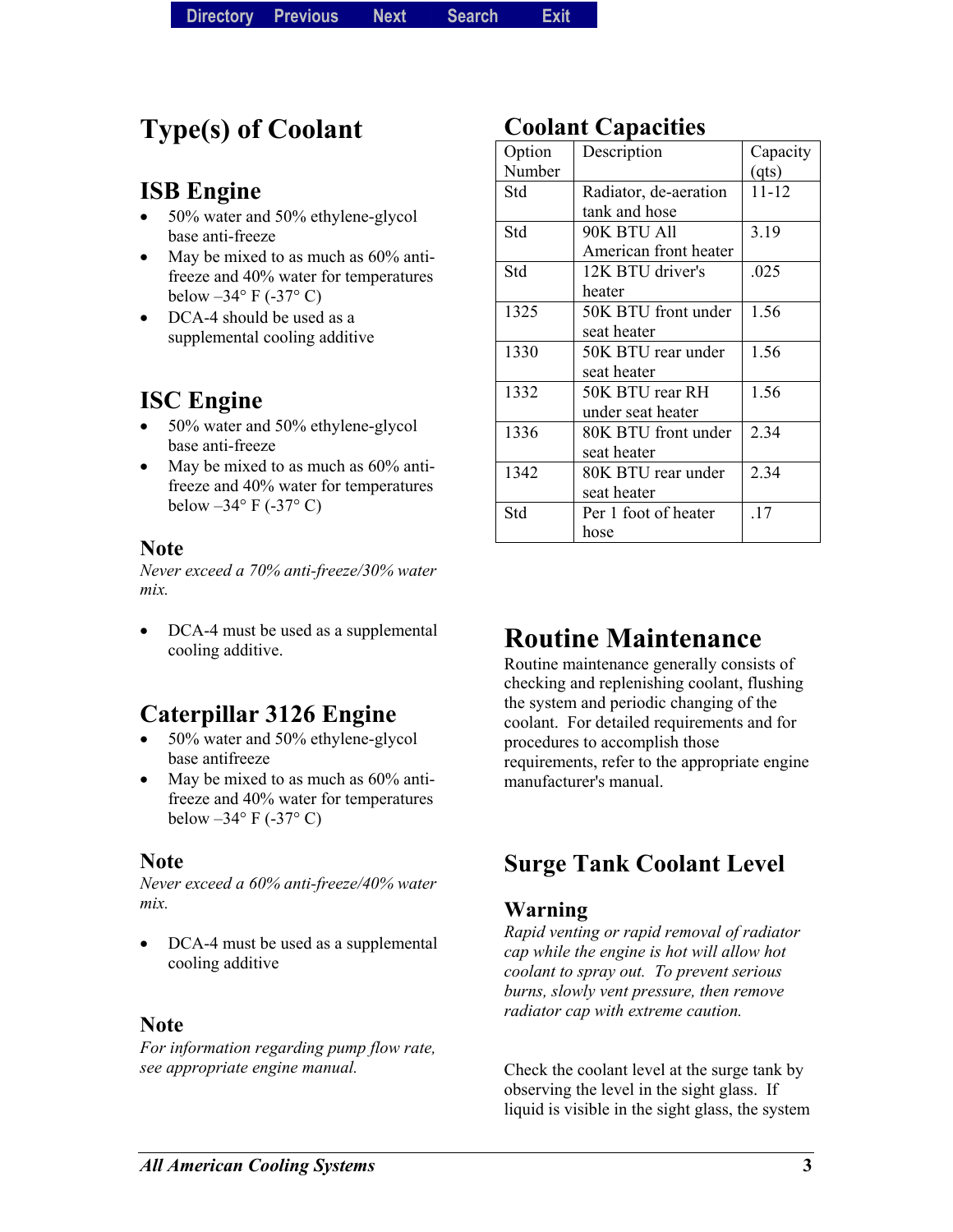# Type(s) of Coolant

## ISB Engine

- 50% water and 50% ethylene-glycol base anti-freeze
- May be mixed to as much as 60% anti-freeze and 40% water for temperatures below –34° F (-37° C)
- DCA-4 should be used as a supplemental cooling additive

## ISC Engine

- 50% water and 50% ethylene-glycol base anti-freeze
- May be mixed to as much as 60% anti-freeze and 40% water for temperatures below –34° F (-37° C)

### Note

*Never exceed a 70% anti-freeze/30% water mix.*

- DCA-4 must be used as a supplemental cooling additive.

## Caterpillar 3126 Engine

- 50% water and 50% ethylene-glycol base antifreeze
- May be mixed to as much as 60% anti-freeze and 40% water for temperatures below –34° F (-37° C)

### Note

*Never exceed a 60% anti-freeze/40% water mix.*

- DCA-4 must be used as a supplemental cooling additive

### Note

*For information regarding pump flow rate, see appropriate engine manual.*

# Coolant Capacities

| Option Number | Description | Capacity (qts) |
|---|---|---|
| Std | Radiator, de-aeration tank and hose | 11-12 |
| Std | 90K BTU All American front heater | 3.19 |
| Std | 12K BTU driver's heater | .025 |
| 1325 | 50K BTU front under seat heater | 1.56 |
| 1330 | 50K BTU rear under seat heater | 1.56 |
| 1332 | 50K BTU rear RH under seat heater | 1.56 |
| 1336 | 80K BTU front under seat heater | 2.34 |
| 1342 | 80K BTU rear under seat heater | 2.34 |
| Std | Per 1 foot of heater hose | .17 |

# Routine Maintenance

Routine maintenance generally consists of checking and replenishing coolant, flushing the system and periodic changing of the coolant. For detailed requirements and for procedures to accomplish those requirements, refer to the appropriate engine manufacturer's manual.

## Surge Tank Coolant Level

### Warning

*Rapid venting or rapid removal of radiator cap while the engine is hot will allow hot coolant to spray out. To prevent serious burns, slowly vent pressure, then remove radiator cap with extreme caution.*

Check the coolant level at the surge tank by observing the level in the sight glass. If liquid is visible in the sight glass, the system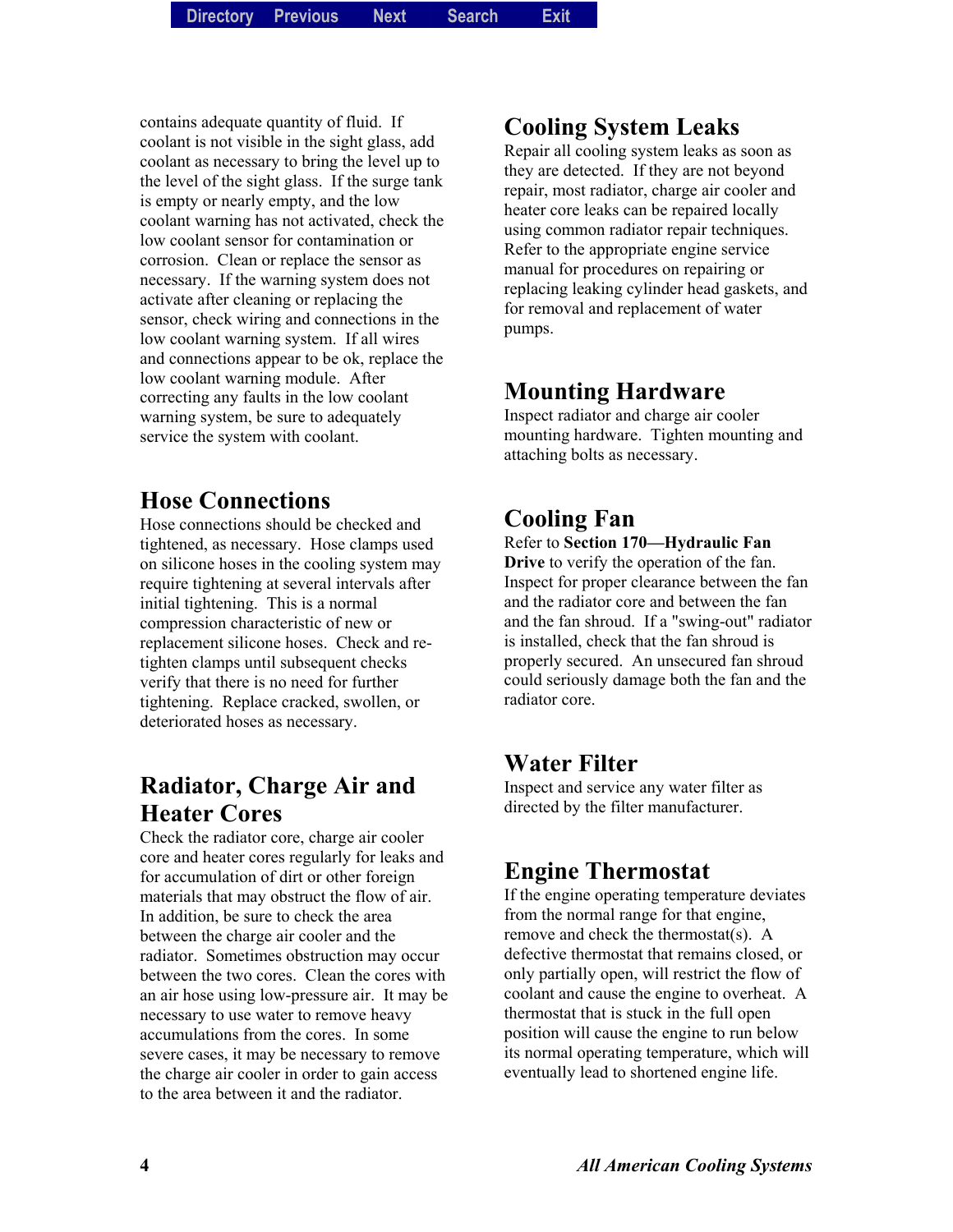contains adequate quantity of fluid. If coolant is not visible in the sight glass, add coolant as necessary to bring the level up to the level of the sight glass. If the surge tank is empty or nearly empty, and the low coolant warning has not activated, check the low coolant sensor for contamination or corrosion. Clean or replace the sensor as necessary. If the warning system does not activate after cleaning or replacing the sensor, check wiring and connections in the low coolant warning system. If all wires and connections appear to be ok, replace the low coolant warning module. After correcting any faults in the low coolant warning system, be sure to adequately service the system with coolant.

## Hose Connections

Hose connections should be checked and tightened, as necessary. Hose clamps used on silicone hoses in the cooling system may require tightening at several intervals after initial tightening. This is a normal compression characteristic of new or replacement silicone hoses. Check and re-tighten clamps until subsequent checks verify that there is no need for further tightening. Replace cracked, swollen, or deteriorated hoses as necessary.

## Radiator, Charge Air and Heater Cores

Check the radiator core, charge air cooler core and heater cores regularly for leaks and for accumulation of dirt or other foreign materials that may obstruct the flow of air. In addition, be sure to check the area between the charge air cooler and the radiator. Sometimes obstruction may occur between the two cores. Clean the cores with an air hose using low-pressure air. It may be necessary to use water to remove heavy accumulations from the cores. In some severe cases, it may be necessary to remove the charge air cooler in order to gain access to the area between it and the radiator.

## Cooling System Leaks

Repair all cooling system leaks as soon as they are detected. If they are not beyond repair, most radiator, charge air cooler and heater core leaks can be repaired locally using common radiator repair techniques. Refer to the appropriate engine service manual for procedures on repairing or replacing leaking cylinder head gaskets, and for removal and replacement of water pumps.

## Mounting Hardware

Inspect radiator and charge air cooler mounting hardware. Tighten mounting and attaching bolts as necessary.

## Cooling Fan

Refer to **Section 170—Hydraulic Fan Drive** to verify the operation of the fan. Inspect for proper clearance between the fan and the radiator core and between the fan and the fan shroud. If a "swing-out" radiator is installed, check that the fan shroud is properly secured. An unsecured fan shroud could seriously damage both the fan and the radiator core.

## Water Filter

Inspect and service any water filter as directed by the filter manufacturer.

## Engine Thermostat

If the engine operating temperature deviates from the normal range for that engine, remove and check the thermostat(s). A defective thermostat that remains closed, or only partially open, will restrict the flow of coolant and cause the engine to overheat. A thermostat that is stuck in the full open position will cause the engine to run below its normal operating temperature, which will eventually lead to shortened engine life.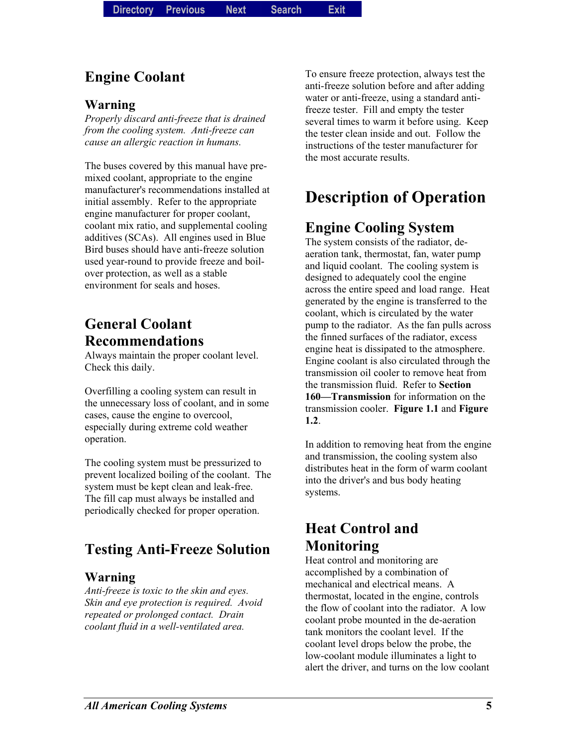# Engine Coolant

### Warning

*Properly discard anti-freeze that is drained from the cooling system. Anti-freeze can cause an allergic reaction in humans.*

The buses covered by this manual have pre-mixed coolant, appropriate to the engine manufacturer's recommendations installed at initial assembly. Refer to the appropriate engine manufacturer for proper coolant, coolant mix ratio, and supplemental cooling additives (SCAs). All engines used in Blue Bird buses should have anti-freeze solution used year-round to provide freeze and boil-over protection, as well as a stable environment for seals and hoses.

## General Coolant Recommendations

Always maintain the proper coolant level. Check this daily.

Overfilling a cooling system can result in the unnecessary loss of coolant, and in some cases, cause the engine to overcool, especially during extreme cold weather operation.

The cooling system must be pressurized to prevent localized boiling of the coolant. The system must be kept clean and leak-free. The fill cap must always be installed and periodically checked for proper operation.

## Testing Anti-Freeze Solution

### Warning

*Anti-freeze is toxic to the skin and eyes. Skin and eye protection is required. Avoid repeated or prolonged contact. Drain coolant fluid in a well-ventilated area.*

To ensure freeze protection, always test the anti-freeze solution before and after adding water or anti-freeze, using a standard anti-freeze tester. Fill and empty the tester several times to warm it before using. Keep the tester clean inside and out. Follow the instructions of the tester manufacturer for the most accurate results.

# Description of Operation

## Engine Cooling System

The system consists of the radiator, de-aeration tank, thermostat, fan, water pump and liquid coolant. The cooling system is designed to adequately cool the engine across the entire speed and load range. Heat generated by the engine is transferred to the coolant, which is circulated by the water pump to the radiator. As the fan pulls across the finned surfaces of the radiator, excess engine heat is dissipated to the atmosphere. Engine coolant is also circulated through the transmission oil cooler to remove heat from the transmission fluid. Refer to **Section 160—Transmission** for information on the transmission cooler. **Figure 1.1** and **Figure 1.2**.

In addition to removing heat from the engine and transmission, the cooling system also distributes heat in the form of warm coolant into the driver's and bus body heating systems.

## Heat Control and Monitoring

Heat control and monitoring are accomplished by a combination of mechanical and electrical means. A thermostat, located in the engine, controls the flow of coolant into the radiator. A low coolant probe mounted in the de-aeration tank monitors the coolant level. If the coolant level drops below the probe, the low-coolant module illuminates a light to alert the driver, and turns on the low coolant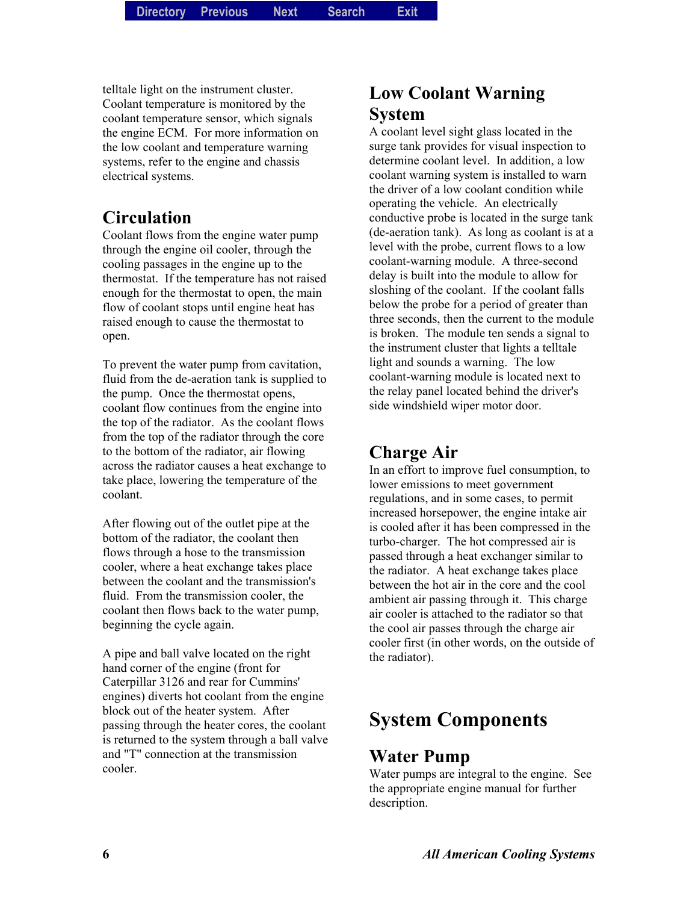telltale light on the instrument cluster. Coolant temperature is monitored by the coolant temperature sensor, which signals the engine ECM. For more information on the low coolant and temperature warning systems, refer to the engine and chassis electrical systems.

## Circulation

Coolant flows from the engine water pump through the engine oil cooler, through the cooling passages in the engine up to the thermostat. If the temperature has not raised enough for the thermostat to open, the main flow of coolant stops until engine heat has raised enough to cause the thermostat to open.

To prevent the water pump from cavitation, fluid from the de-aeration tank is supplied to the pump. Once the thermostat opens, coolant flow continues from the engine into the top of the radiator. As the coolant flows from the top of the radiator through the core to the bottom of the radiator, air flowing across the radiator causes a heat exchange to take place, lowering the temperature of the coolant.

After flowing out of the outlet pipe at the bottom of the radiator, the coolant then flows through a hose to the transmission cooler, where a heat exchange takes place between the coolant and the transmission's fluid. From the transmission cooler, the coolant then flows back to the water pump, beginning the cycle again.

A pipe and ball valve located on the right hand corner of the engine (front for Caterpillar 3126 and rear for Cummins' engines) diverts hot coolant from the engine block out of the heater system. After passing through the heater cores, the coolant is returned to the system through a ball valve and "T" connection at the transmission cooler.

## Low Coolant Warning System

A coolant level sight glass located in the surge tank provides for visual inspection to determine coolant level. In addition, a low coolant warning system is installed to warn the driver of a low coolant condition while operating the vehicle. An electrically conductive probe is located in the surge tank (de-aeration tank). As long as coolant is at a level with the probe, current flows to a low coolant-warning module. A three-second delay is built into the module to allow for sloshing of the coolant. If the coolant falls below the probe for a period of greater than three seconds, then the current to the module is broken. The module ten sends a signal to the instrument cluster that lights a telltale light and sounds a warning. The low coolant-warning module is located next to the relay panel located behind the driver's side windshield wiper motor door.

## Charge Air

In an effort to improve fuel consumption, to lower emissions to meet government regulations, and in some cases, to permit increased horsepower, the engine intake air is cooled after it has been compressed in the turbo-charger. The hot compressed air is passed through a heat exchanger similar to the radiator. A heat exchange takes place between the hot air in the core and the cool ambient air passing through it. This charge air cooler is attached to the radiator so that the cool air passes through the charge air cooler first (in other words, on the outside of the radiator).

# System Components

## Water Pump

Water pumps are integral to the engine. See the appropriate engine manual for further description.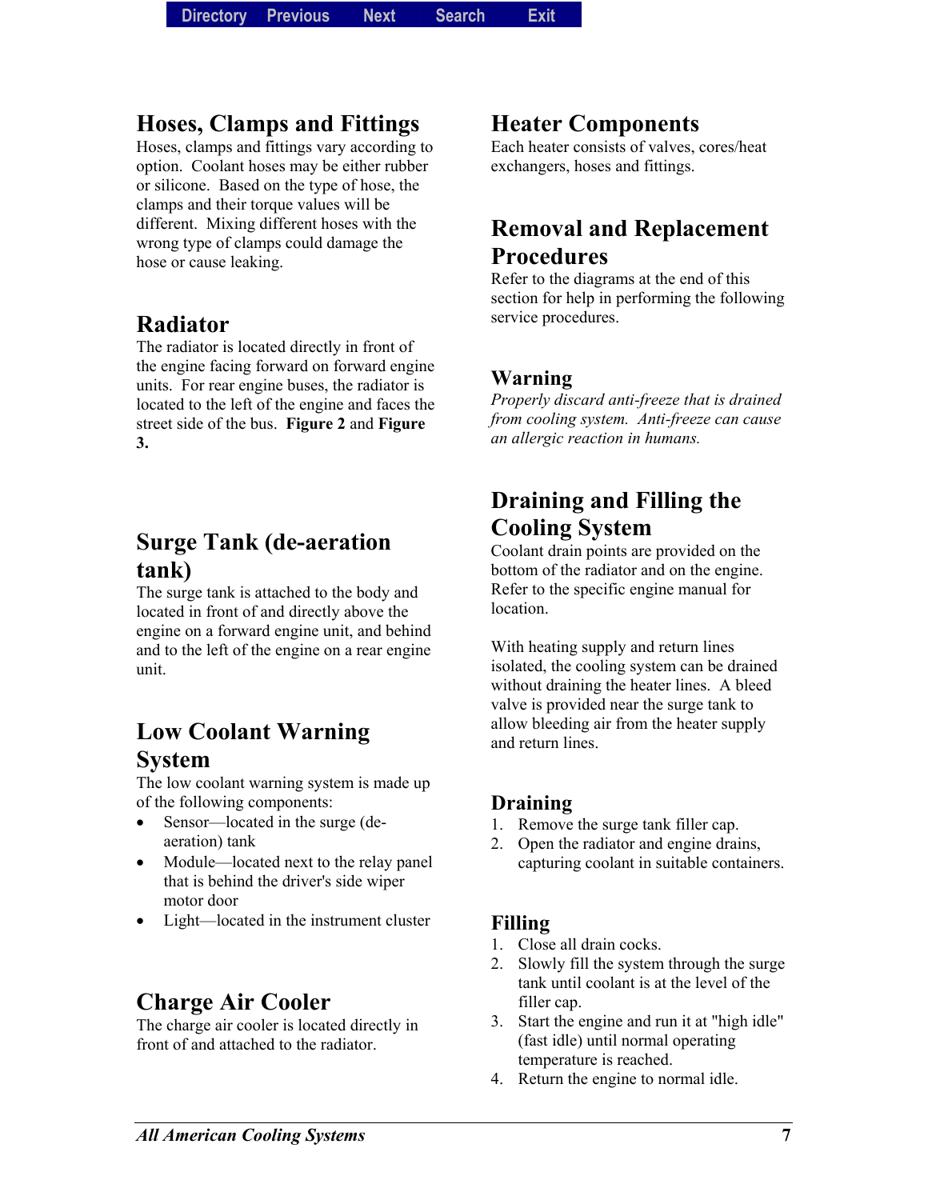## Hoses, Clamps and Fittings

Hoses, clamps and fittings vary according to option. Coolant hoses may be either rubber or silicone. Based on the type of hose, the clamps and their torque values will be different. Mixing different hoses with the wrong type of clamps could damage the hose or cause leaking.

## Radiator

The radiator is located directly in front of the engine facing forward on forward engine units. For rear engine buses, the radiator is located to the left of the engine and faces the street side of the bus. **Figure 2** and **Figure 3.**

## Surge Tank (de-aeration tank)

The surge tank is attached to the body and located in front of and directly above the engine on a forward engine unit, and behind and to the left of the engine on a rear engine unit.

## Low Coolant Warning System

The low coolant warning system is made up of the following components:

- Sensor—located in the surge (de-aeration) tank
- Module—located next to the relay panel that is behind the driver's side wiper motor door
- Light—located in the instrument cluster

## Charge Air Cooler

The charge air cooler is located directly in front of and attached to the radiator.

## Heater Components

Each heater consists of valves, cores/heat exchangers, hoses and fittings.

## Removal and Replacement Procedures

Refer to the diagrams at the end of this section for help in performing the following service procedures.

### Warning

*Properly discard anti-freeze that is drained from cooling system. Anti-freeze can cause an allergic reaction in humans.*

## Draining and Filling the Cooling System

Coolant drain points are provided on the bottom of the radiator and on the engine. Refer to the specific engine manual for location.

With heating supply and return lines isolated, the cooling system can be drained without draining the heater lines. A bleed valve is provided near the surge tank to allow bleeding air from the heater supply and return lines.

### Draining

1. Remove the surge tank filler cap.
2. Open the radiator and engine drains, capturing coolant in suitable containers.

### Filling

1. Close all drain cocks.
2. Slowly fill the system through the surge tank until coolant is at the level of the filler cap.
3. Start the engine and run it at "high idle" (fast idle) until normal operating temperature is reached.
4. Return the engine to normal idle.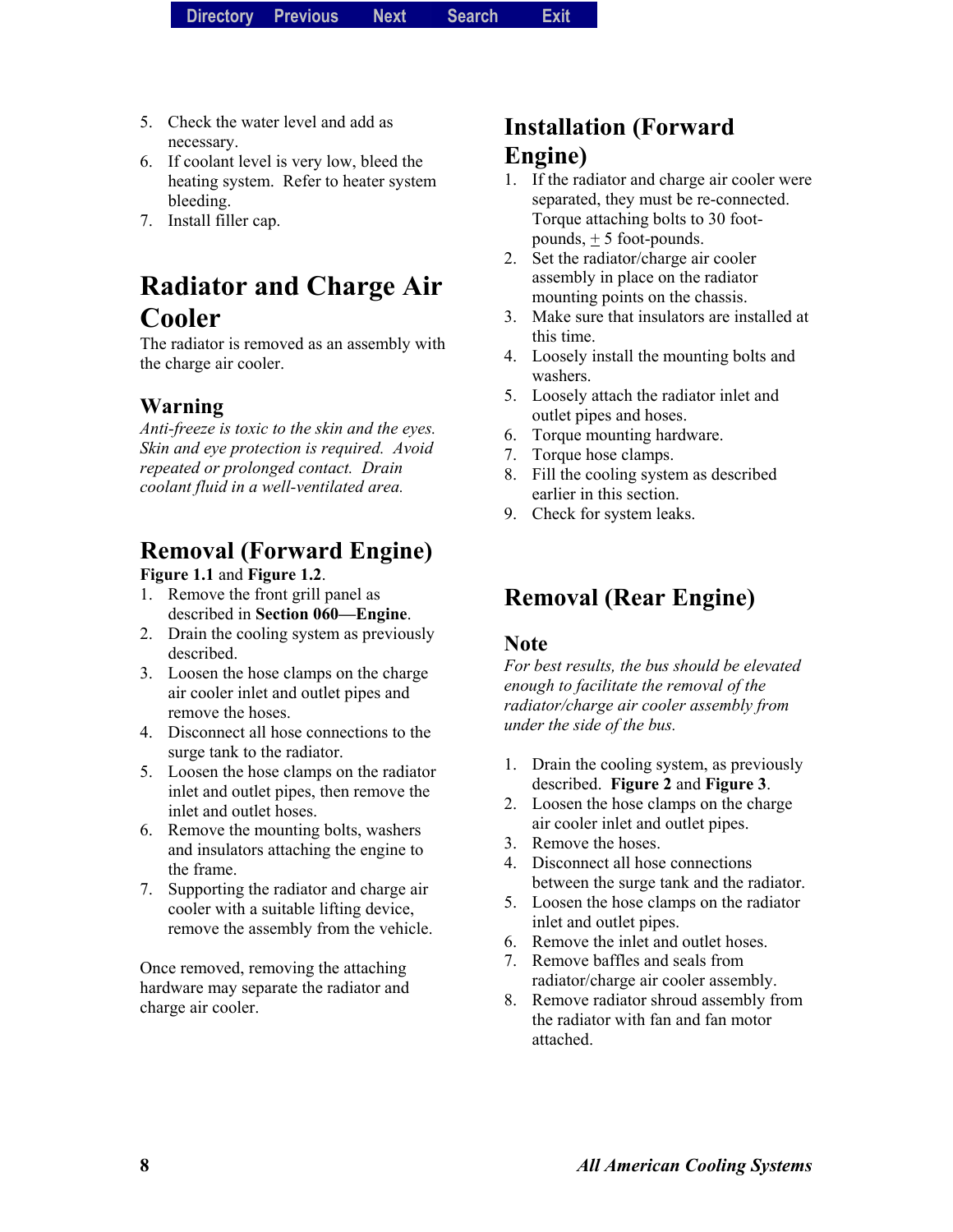5. Check the water level and add as necessary.
6. If coolant level is very low, bleed the heating system. Refer to heater system bleeding.
7. Install filler cap.

# Radiator and Charge Air Cooler

The radiator is removed as an assembly with the charge air cooler.

### Warning

*Anti-freeze is toxic to the skin and the eyes. Skin and eye protection is required. Avoid repeated or prolonged contact. Drain coolant fluid in a well-ventilated area.*

## Removal (Forward Engine)

**Figure 1.1** and **Figure 1.2**.

1. Remove the front grill panel as described in **Section 060—Engine**.
2. Drain the cooling system as previously described.
3. Loosen the hose clamps on the charge air cooler inlet and outlet pipes and remove the hoses.
4. Disconnect all hose connections to the surge tank to the radiator.
5. Loosen the hose clamps on the radiator inlet and outlet pipes, then remove the inlet and outlet hoses.
6. Remove the mounting bolts, washers and insulators attaching the engine to the frame.
7. Supporting the radiator and charge air cooler with a suitable lifting device, remove the assembly from the vehicle.

Once removed, removing the attaching hardware may separate the radiator and charge air cooler.

## Installation (Forward Engine)

1. If the radiator and charge air cooler were separated, they must be re-connected. Torque attaching bolts to 30 foot-pounds, ± 5 foot-pounds.
2. Set the radiator/charge air cooler assembly in place on the radiator mounting points on the chassis.
3. Make sure that insulators are installed at this time.
4. Loosely install the mounting bolts and washers.
5. Loosely attach the radiator inlet and outlet pipes and hoses.
6. Torque mounting hardware.
7. Torque hose clamps.
8. Fill the cooling system as described earlier in this section.
9. Check for system leaks.

## Removal (Rear Engine)

### Note

*For best results, the bus should be elevated enough to facilitate the removal of the radiator/charge air cooler assembly from under the side of the bus.*

1. Drain the cooling system, as previously described. **Figure 2** and **Figure 3**.
2. Loosen the hose clamps on the charge air cooler inlet and outlet pipes.
3. Remove the hoses.
4. Disconnect all hose connections between the surge tank and the radiator.
5. Loosen the hose clamps on the radiator inlet and outlet pipes.
6. Remove the inlet and outlet hoses.
7. Remove baffles and seals from radiator/charge air cooler assembly.
8. Remove radiator shroud assembly from the radiator with fan and fan motor attached.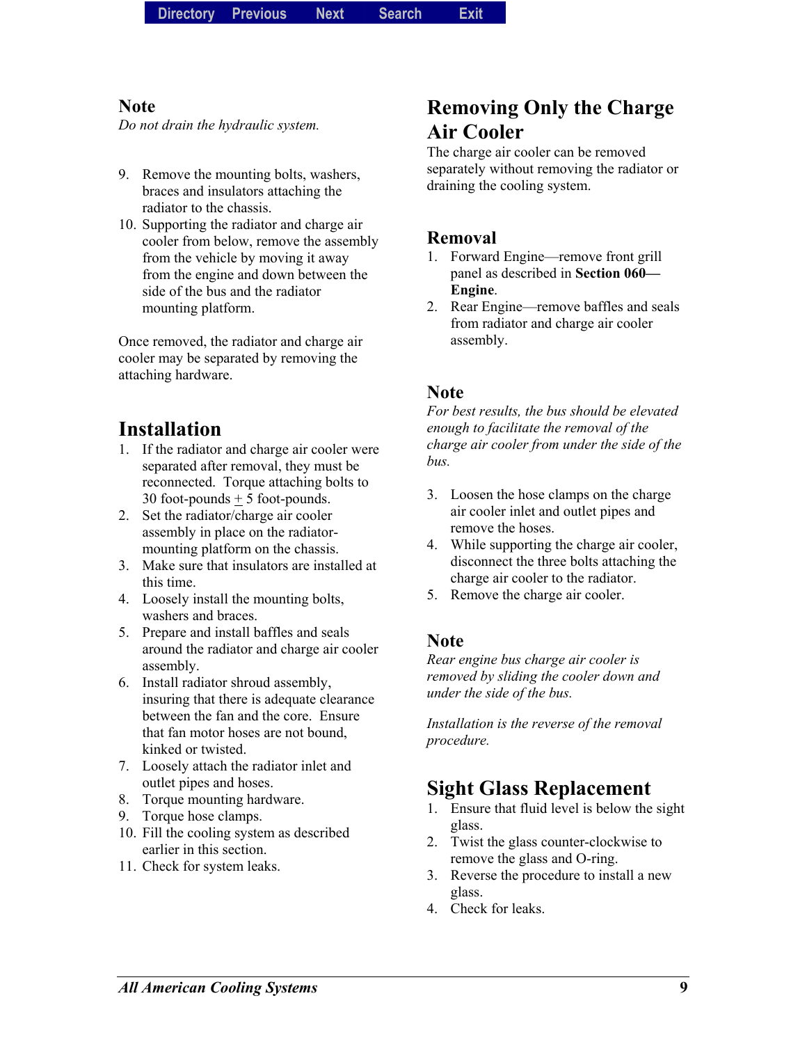### Note

*Do not drain the hydraulic system.*

9. Remove the mounting bolts, washers, braces and insulators attaching the radiator to the chassis.
10. Supporting the radiator and charge air cooler from below, remove the assembly from the vehicle by moving it away from the engine and down between the side of the bus and the radiator mounting platform.

Once removed, the radiator and charge air cooler may be separated by removing the attaching hardware.

## Installation

1. If the radiator and charge air cooler were separated after removal, they must be reconnected. Torque attaching bolts to 30 foot-pounds $\pm$ 5 foot-pounds.
2. Set the radiator/charge air cooler assembly in place on the radiator-mounting platform on the chassis.
3. Make sure that insulators are installed at this time.
4. Loosely install the mounting bolts, washers and braces.
5. Prepare and install baffles and seals around the radiator and charge air cooler assembly.
6. Install radiator shroud assembly, insuring that there is adequate clearance between the fan and the core. Ensure that fan motor hoses are not bound, kinked or twisted.
7. Loosely attach the radiator inlet and outlet pipes and hoses.
8. Torque mounting hardware.
9. Torque hose clamps.
10. Fill the cooling system as described earlier in this section.
11. Check for system leaks.

# Removing Only the Charge Air Cooler

The charge air cooler can be removed separately without removing the radiator or draining the cooling system.

## Removal

1. Forward Engine—remove front grill panel as described in **Section 060—Engine**.
2. Rear Engine—remove baffles and seals from radiator and charge air cooler assembly.

### Note

*For best results, the bus should be elevated enough to facilitate the removal of the charge air cooler from under the side of the bus.*

3. Loosen the hose clamps on the charge air cooler inlet and outlet pipes and remove the hoses.
4. While supporting the charge air cooler, disconnect the three bolts attaching the charge air cooler to the radiator.
5. Remove the charge air cooler.

### Note

*Rear engine bus charge air cooler is removed by sliding the cooler down and under the side of the bus.*

*Installation is the reverse of the removal procedure.*

# Sight Glass Replacement

1. Ensure that fluid level is below the sight glass.
2. Twist the glass counter-clockwise to remove the glass and O-ring.
3. Reverse the procedure to install a new glass.
4. Check for leaks.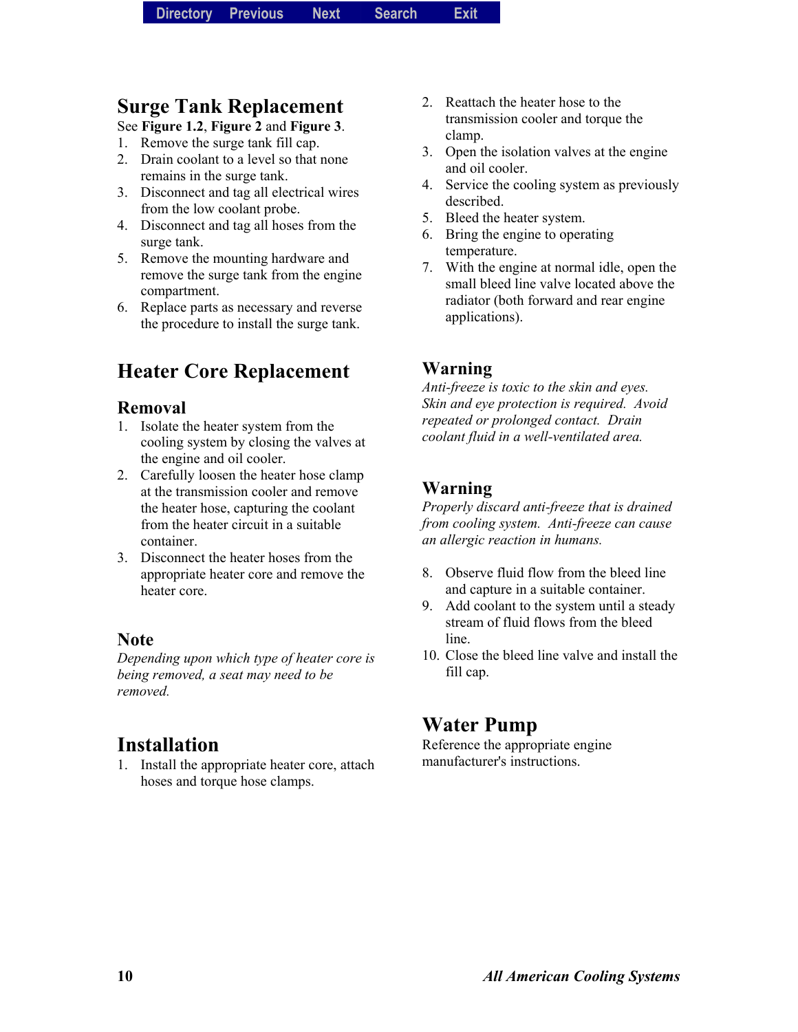## Surge Tank Replacement

See **Figure 1.2**, **Figure 2** and **Figure 3**.

1. Remove the surge tank fill cap.
2. Drain coolant to a level so that none remains in the surge tank.
3. Disconnect and tag all electrical wires from the low coolant probe.
4. Disconnect and tag all hoses from the surge tank.
5. Remove the mounting hardware and remove the surge tank from the engine compartment.
6. Replace parts as necessary and reverse the procedure to install the surge tank.

## Heater Core Replacement

### Removal

1. Isolate the heater system from the cooling system by closing the valves at the engine and oil cooler.
2. Carefully loosen the heater hose clamp at the transmission cooler and remove the heater hose, capturing the coolant from the heater circuit in a suitable container.
3. Disconnect the heater hoses from the appropriate heater core and remove the heater core.

### Note

*Depending upon which type of heater core is being removed, a seat may need to be removed.*

### Installation

1. Install the appropriate heater core, attach hoses and torque hose clamps.
2. Reattach the heater hose to the transmission cooler and torque the clamp.
3. Open the isolation valves at the engine and oil cooler.
4. Service the cooling system as previously described.
5. Bleed the heater system.
6. Bring the engine to operating temperature.
7. With the engine at normal idle, open the small bleed line valve located above the radiator (both forward and rear engine applications).

### Warning

*Anti-freeze is toxic to the skin and eyes. Skin and eye protection is required. Avoid repeated or prolonged contact. Drain coolant fluid in a well-ventilated area.*

### Warning

*Properly discard anti-freeze that is drained from cooling system. Anti-freeze can cause an allergic reaction in humans.*

8. Observe fluid flow from the bleed line and capture in a suitable container.
9. Add coolant to the system until a steady stream of fluid flows from the bleed line.
10. Close the bleed line valve and install the fill cap.

## Water Pump

Reference the appropriate engine manufacturer's instructions.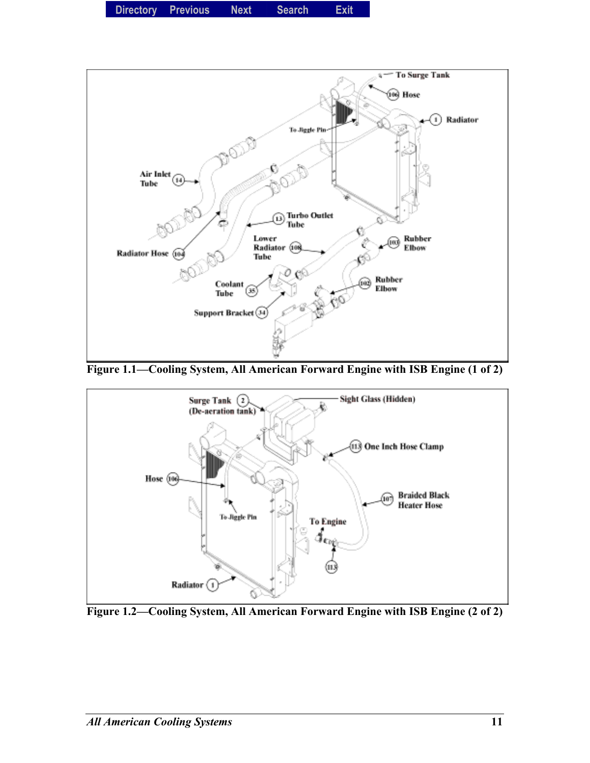Figure 1.1—Cooling System, All American Forward Engine with ISB Engine (1 of 2)

Figure 1.2—Cooling System, All American Forward Engine with ISB Engine (2 of 2)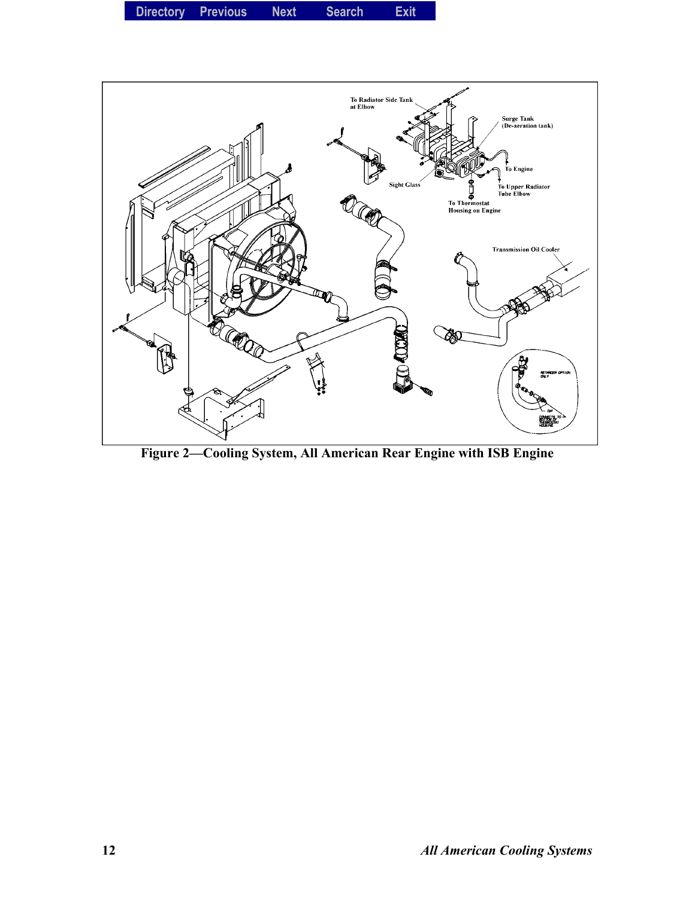Figure 2—Cooling System, All American Rear Engine with ISB Engine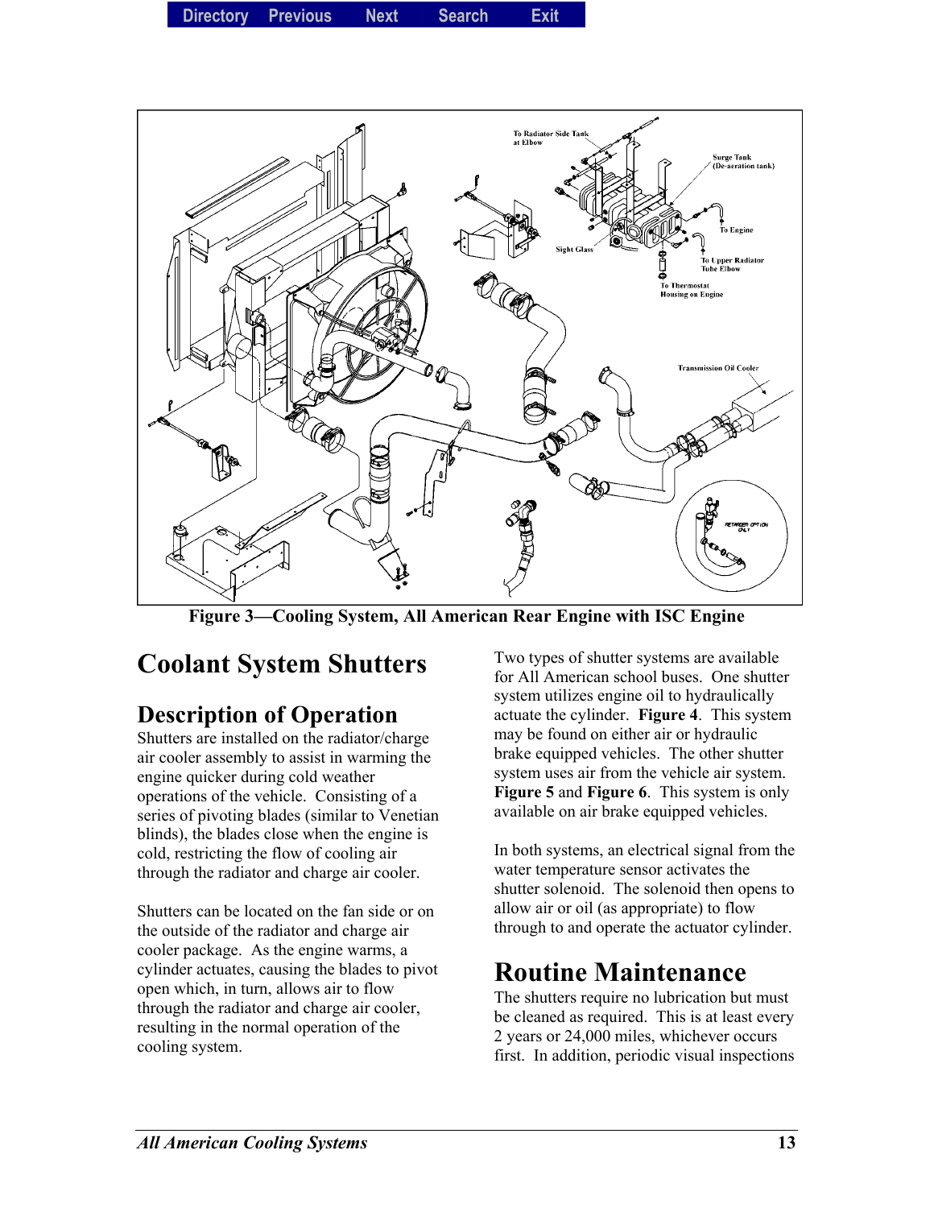Figure 3—Cooling System, All American Rear Engine with ISC Engine

# Coolant System Shutters

## Description of Operation

Shutters are installed on the radiator/charge air cooler assembly to assist in warming the engine quicker during cold weather operations of the vehicle. Consisting of a series of pivoting blades (similar to Venetian blinds), the blades close when the engine is cold, restricting the flow of cooling air through the radiator and charge air cooler.

Shutters can be located on the fan side or on the outside of the radiator and charge air cooler package. As the engine warms, a cylinder actuates, causing the blades to pivot open which, in turn, allows air to flow through the radiator and charge air cooler, resulting in the normal operation of the cooling system.

Two types of shutter systems are available for All American school buses. One shutter system utilizes engine oil to hydraulically actuate the cylinder. **Figure 4**. This system may be found on either air or hydraulic brake equipped vehicles. The other shutter system uses air from the vehicle air system. **Figure 5** and **Figure 6**. This system is only available on air brake equipped vehicles.

In both systems, an electrical signal from the water temperature sensor activates the shutter solenoid. The solenoid then opens to allow air or oil (as appropriate) to flow through to and operate the actuator cylinder.

# Routine Maintenance

The shutters require no lubrication but must be cleaned as required. This is at least every 2 years or 24,000 miles, whichever occurs first. In addition, periodic visual inspections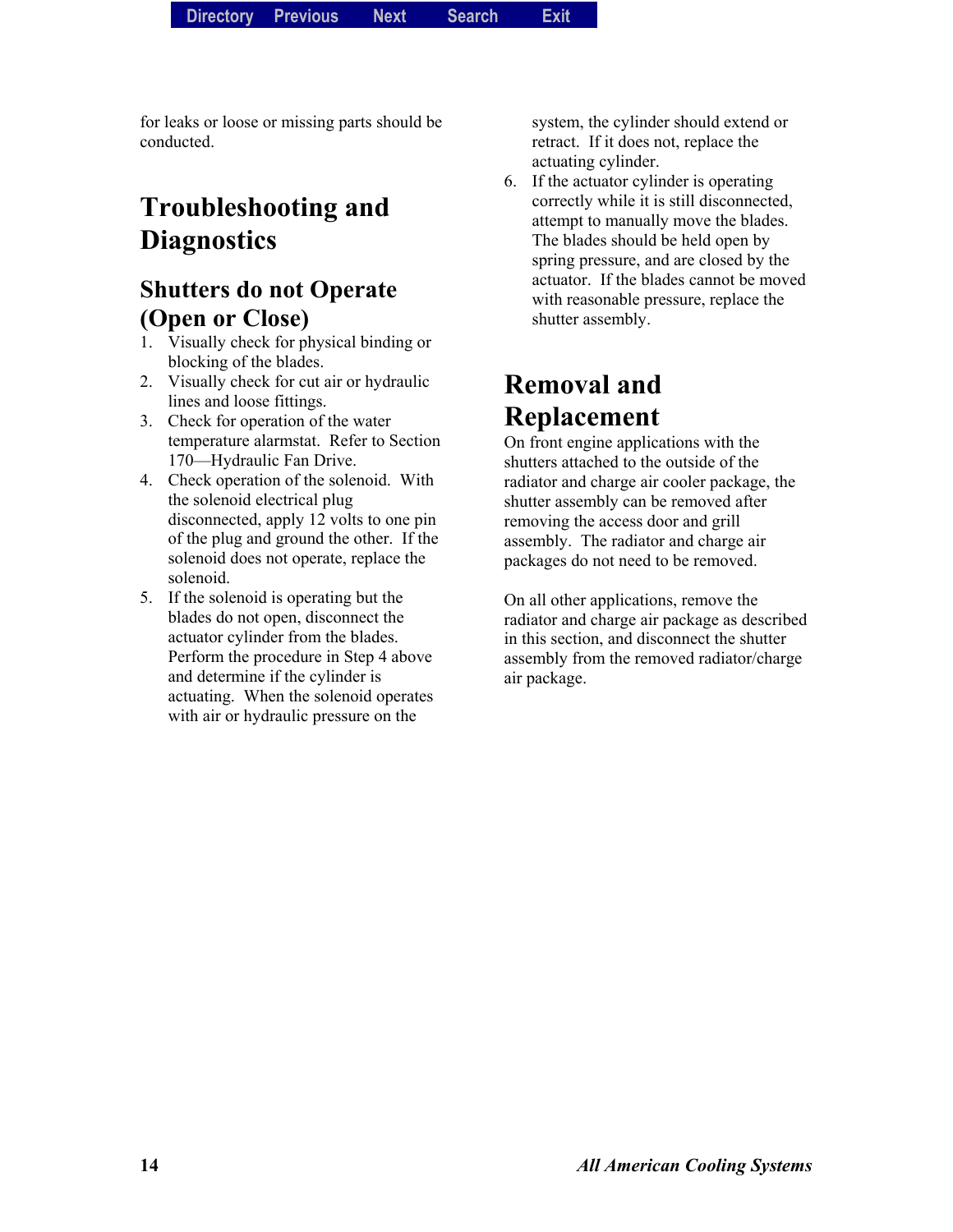for leaks or loose or missing parts should be conducted.

# Troubleshooting and Diagnostics

## Shutters do not Operate (Open or Close)

1. Visually check for physical binding or blocking of the blades.
2. Visually check for cut air or hydraulic lines and loose fittings.
3. Check for operation of the water temperature alarmstat. Refer to Section 170—Hydraulic Fan Drive.
4. Check operation of the solenoid. With the solenoid electrical plug disconnected, apply 12 volts to one pin of the plug and ground the other. If the solenoid does not operate, replace the solenoid.
5. If the solenoid is operating but the blades do not open, disconnect the actuator cylinder from the blades. Perform the procedure in Step 4 above and determine if the cylinder is actuating. When the solenoid operates with air or hydraulic pressure on the system, the cylinder should extend or retract. If it does not, replace the actuating cylinder.
6. If the actuator cylinder is operating correctly while it is still disconnected, attempt to manually move the blades. The blades should be held open by spring pressure, and are closed by the actuator. If the blades cannot be moved with reasonable pressure, replace the shutter assembly.

# Removal and Replacement

On front engine applications with the shutters attached to the outside of the radiator and charge air cooler package, the shutter assembly can be removed after removing the access door and grill assembly. The radiator and charge air packages do not need to be removed.

On all other applications, remove the radiator and charge air package as described in this section, and disconnect the shutter assembly from the removed radiator/charge air package.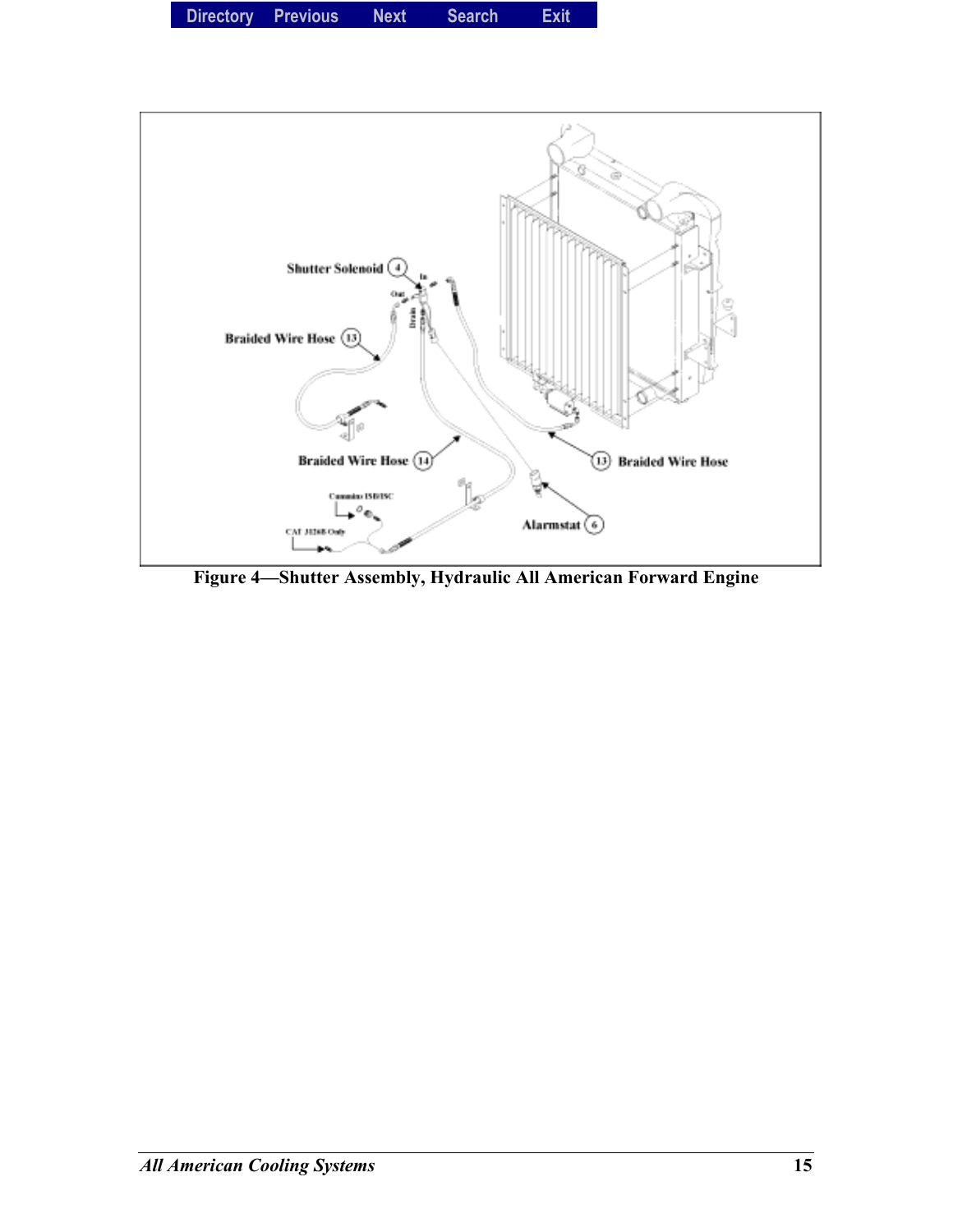Figure 4—Shutter Assembly, Hydraulic All American Forward Engine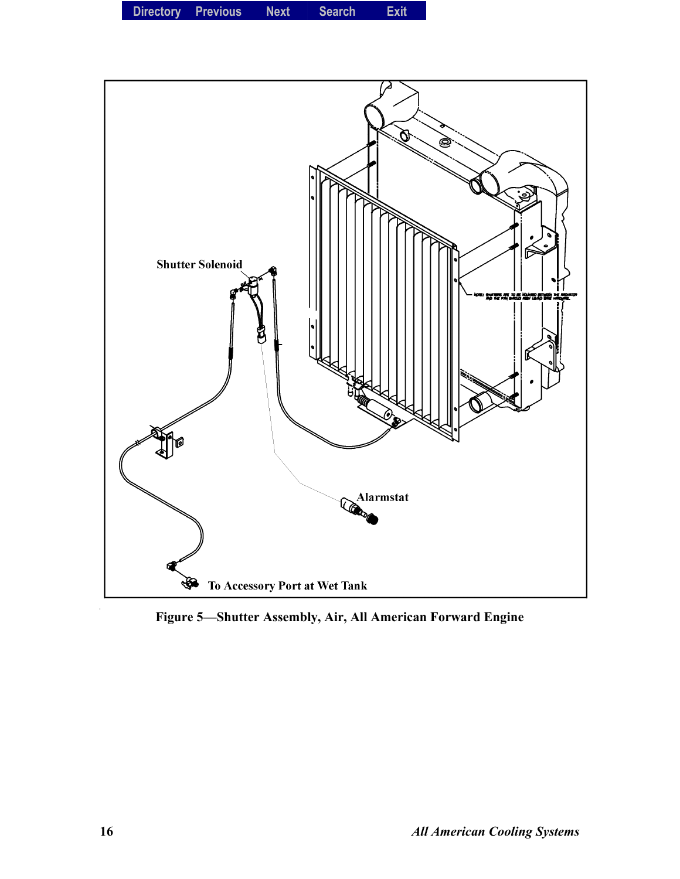Figure 5—Shutter Assembly, Air, All American Forward Engine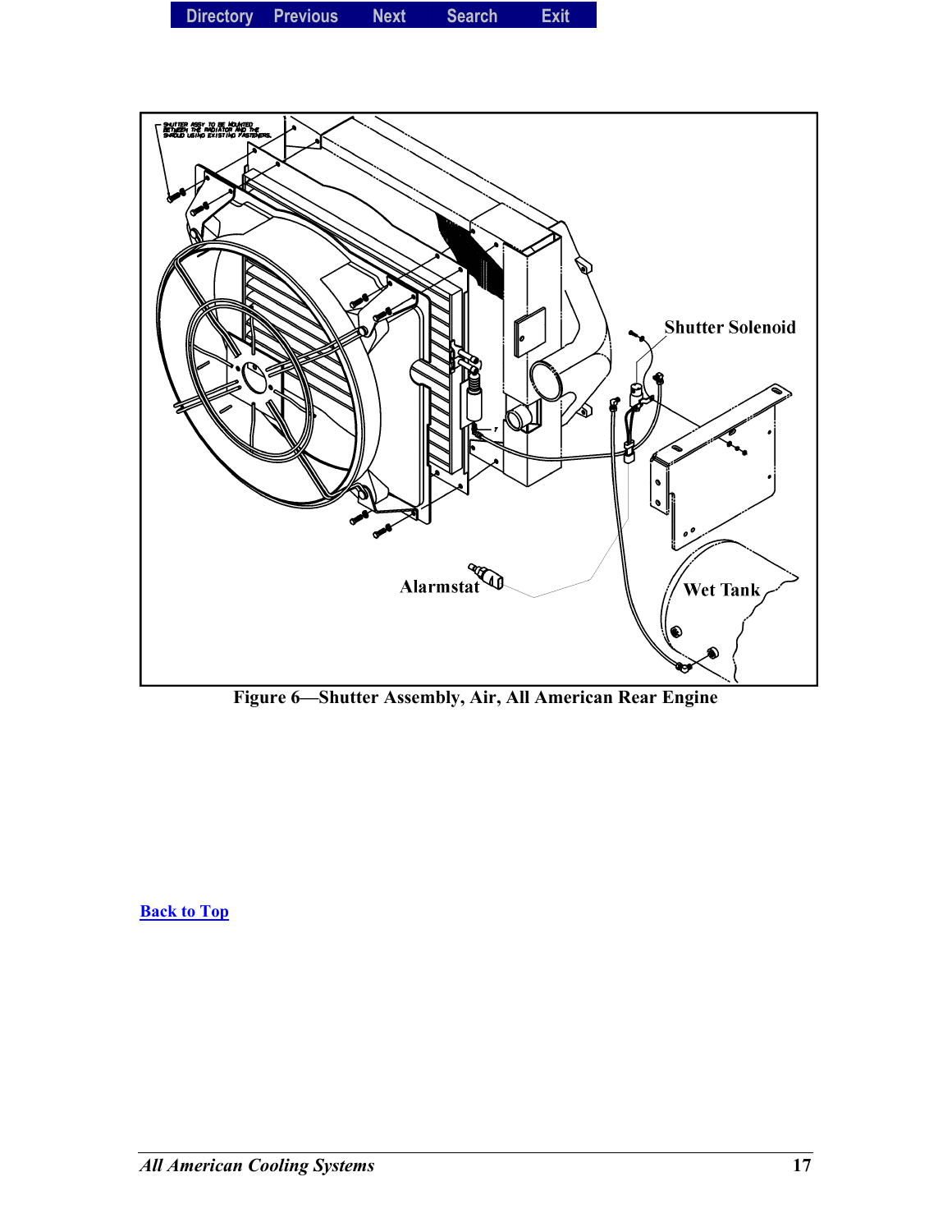SHUTTER ASSY TO BE MOUNTED BETWEEN THE RADIATOR AND THE SHROUD USING EXISTING FASTENERS.

Shutter Solenoid

Alarmstat

Wet Tank

Figure 6—Shutter Assembly, Air, All American Rear Engine

Back to Top